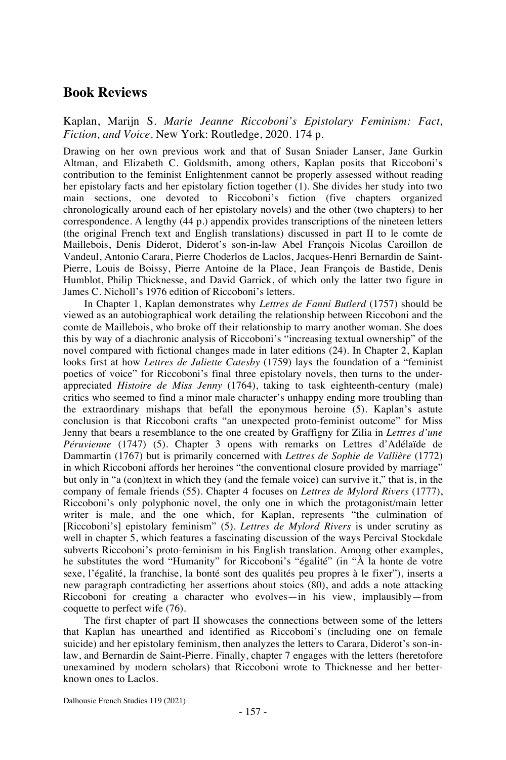# Book Reviews

Kaplan, Marijn S. *Marie Jeanne Riccoboni's Epistolary Feminism: Fact, Fiction, and Voice*. New York: Routledge, 2020. 174 p.

Drawing on her own previous work and that of Susan Sniader Lanser, Jane Gurkin Altman, and Elizabeth C. Goldsmith, among others, Kaplan posits that Riccoboni's contribution to the feminist Enlightenment cannot be properly assessed without reading her epistolary facts and her epistolary fiction together (1). She divides her study into two main sections, one devoted to Riccoboni's fiction (five chapters organized chronologically around each of her epistolary novels) and the other (two chapters) to her correspondence. A lengthy (44 p.) appendix provides transcriptions of the nineteen letters (the original French text and English translations) discussed in part II to le comte de Maillebois, Denis Diderot, Diderot's son-in-law Abel François Nicolas Caroillon de Vandeul, Antonio Carara, Pierre Choderlos de Laclos, Jacques-Henri Bernardin de Saint-Pierre, Louis de Boissy, Pierre Antoine de la Place, Jean François de Bastide, Denis Humblot, Philip Thicknesse, and David Garrick, of which only the latter two figure in James C. Nicholl's 1976 edition of Riccoboni's letters.

In Chapter 1, Kaplan demonstrates why *Lettres de Fanni Butlerd* (1757) should be viewed as an autobiographical work detailing the relationship between Riccoboni and the comte de Maillebois, who broke off their relationship to marry another woman. She does this by way of a diachronic analysis of Riccoboni's "increasing textual ownership" of the novel compared with fictional changes made in later editions (24). In Chapter 2, Kaplan looks first at how *Lettres de Juliette Catesby* (1759) lays the foundation of a "feminist poetics of voice" for Riccoboni's final three epistolary novels, then turns to the under-appreciated *Histoire de Miss Jenny* (1764), taking to task eighteenth-century (male) critics who seemed to find a minor male character's unhappy ending more troubling than the extraordinary mishaps that befall the eponymous heroine (5). Kaplan's astute conclusion is that Riccoboni crafts "an unexpected proto-feminist outcome" for Miss Jenny that bears a resemblance to the one created by Graffigny for Zilia in *Lettres d'une Péruvienne* (1747) (5). Chapter 3 opens with remarks on Lettres d'Adélaïde de Dammartin (1767) but is primarily concerned with *Lettres de Sophie de Vallière* (1772) in which Riccoboni affords her heroines "the conventional closure provided by marriage" but only in "a (con)text in which they (and the female voice) can survive it," that is, in the company of female friends (55). Chapter 4 focuses on *Lettres de Mylord Rivers* (1777), Riccoboni's only polyphonic novel, the only one in which the protagonist/main letter writer is male, and the one which, for Kaplan, represents "the culmination of [Riccoboni's] epistolary feminism" (5). *Lettres de Mylord Rivers* is under scrutiny as well in chapter 5, which features a fascinating discussion of the ways Percival Stockdale subverts Riccoboni's proto-feminism in his English translation. Among other examples, he substitutes the word "Humanity" for Riccoboni's "égalité" (in "À la honte de votre sexe, l'égalité, la franchise, la bonté sont des qualités peu propres à le fixer"), inserts a new paragraph contradicting her assertions about stoics (80), and adds a note attacking Riccoboni for creating a character who evolves—in his view, implausibly—from coquette to perfect wife (76).

The first chapter of part II showcases the connections between some of the letters that Kaplan has unearthed and identified as Riccoboni's (including one on female suicide) and her epistolary feminism, then analyzes the letters to Carara, Diderot's son-in-law, and Bernardin de Saint-Pierre. Finally, chapter 7 engages with the letters (heretofore unexamined by modern scholars) that Riccoboni wrote to Thicknesse and her better-known ones to Laclos.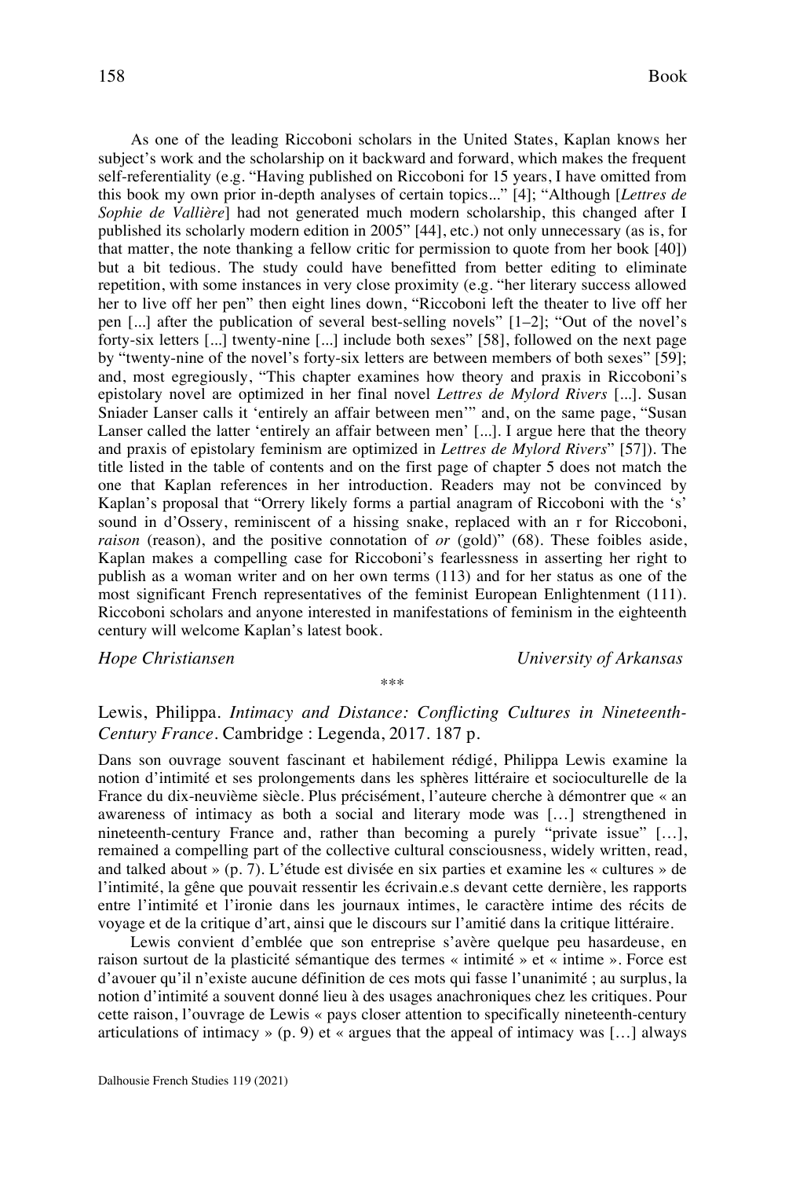As one of the leading Riccoboni scholars in the United States, Kaplan knows her subject's work and the scholarship on it backward and forward, which makes the frequent self-referentiality (e.g. "Having published on Riccoboni for 15 years, I have omitted from this book my own prior in-depth analyses of certain topics..." [4]; "Although [*Lettres de Sophie de Vallière*] had not generated much modern scholarship, this changed after I published its scholarly modern edition in 2005" [44], etc.) not only unnecessary (as is, for that matter, the note thanking a fellow critic for permission to quote from her book [40]) but a bit tedious. The study could have benefitted from better editing to eliminate repetition, with some instances in very close proximity (e.g. "her literary success allowed her to live off her pen" then eight lines down, "Riccoboni left the theater to live off her pen [...] after the publication of several best-selling novels" [1–2]; "Out of the novel's forty-six letters [...] twenty-nine [...] include both sexes" [58], followed on the next page by "twenty-nine of the novel's forty-six letters are between members of both sexes" [59]; and, most egregiously, "This chapter examines how theory and praxis in Riccoboni's epistolary novel are optimized in her final novel *Lettres de Mylord Rivers* [...]. Susan Sniader Lanser calls it 'entirely an affair between men'" and, on the same page, "Susan Lanser called the latter 'entirely an affair between men' [...]. I argue here that the theory and praxis of epistolary feminism are optimized in *Lettres de Mylord Rivers*" 57]). The title listed in the table of contents and on the first page of chapter 5 does not match the one that Kaplan references in her introduction. Readers may not be convinced by Kaplan's proposal that "Orrery likely forms a partial anagram of Riccoboni with the 's' sound in d'Ossery, reminiscent of a hissing snake, replaced with an r for Riccoboni, *raison* (reason), and the positive connotation of *or* (gold)" (68). These foibles aside, Kaplan makes a compelling case for Riccoboni's fearlessness in asserting her right to publish as a woman writer and on her own terms (113) and for her status as one of the most significant French representatives of the feminist European Enlightenment (111). Riccoboni scholars and anyone interested in manifestations of feminism in the eighteenth century will welcome Kaplan's latest book.

*Hope Christiansen* — *University of Arkansas*

\*\*\*

Lewis, Philippa. *Intimacy and Distance: Conflicting Cultures in Nineteenth-Century France*. Cambridge : Legenda, 2017. 187 p.

Dans son ouvrage souvent fascinant et habilement rédigé, Philippa Lewis examine la notion d'intimité et ses prolongements dans les sphères littéraire et socioculturelle de la France du dix-neuvième siècle. Plus précisément, l'auteure cherche à démontrer que « an awareness of intimacy as both a social and literary mode was […] strengthened in nineteenth-century France and, rather than becoming a purely "private issue" […], remained a compelling part of the collective cultural consciousness, widely written, read, and talked about » (p. 7). L'étude est divisée en six parties et examine les « cultures » de l'intimité, la gêne que pouvait ressentir les écrivain.e.s devant cette dernière, les rapports entre l'intimité et l'ironie dans les journaux intimes, le caractère intime des récits de voyage et de la critique d'art, ainsi que le discours sur l'amitié dans la critique littéraire.

Lewis convient d'emblée que son entreprise s'avère quelque peu hasardeuse, en raison surtout de la plasticité sémantique des termes « intimité » et « intime ». Force est d'avouer qu'il n'existe aucune définition de ces mots qui fasse l'unanimité ; au surplus, la notion d'intimité a souvent donné lieu à des usages anachroniques chez les critiques. Pour cette raison, l'ouvrage de Lewis « pays closer attention to specifically nineteenth-century articulations of intimacy » (p. 9) et « argues that the appeal of intimacy was […] always